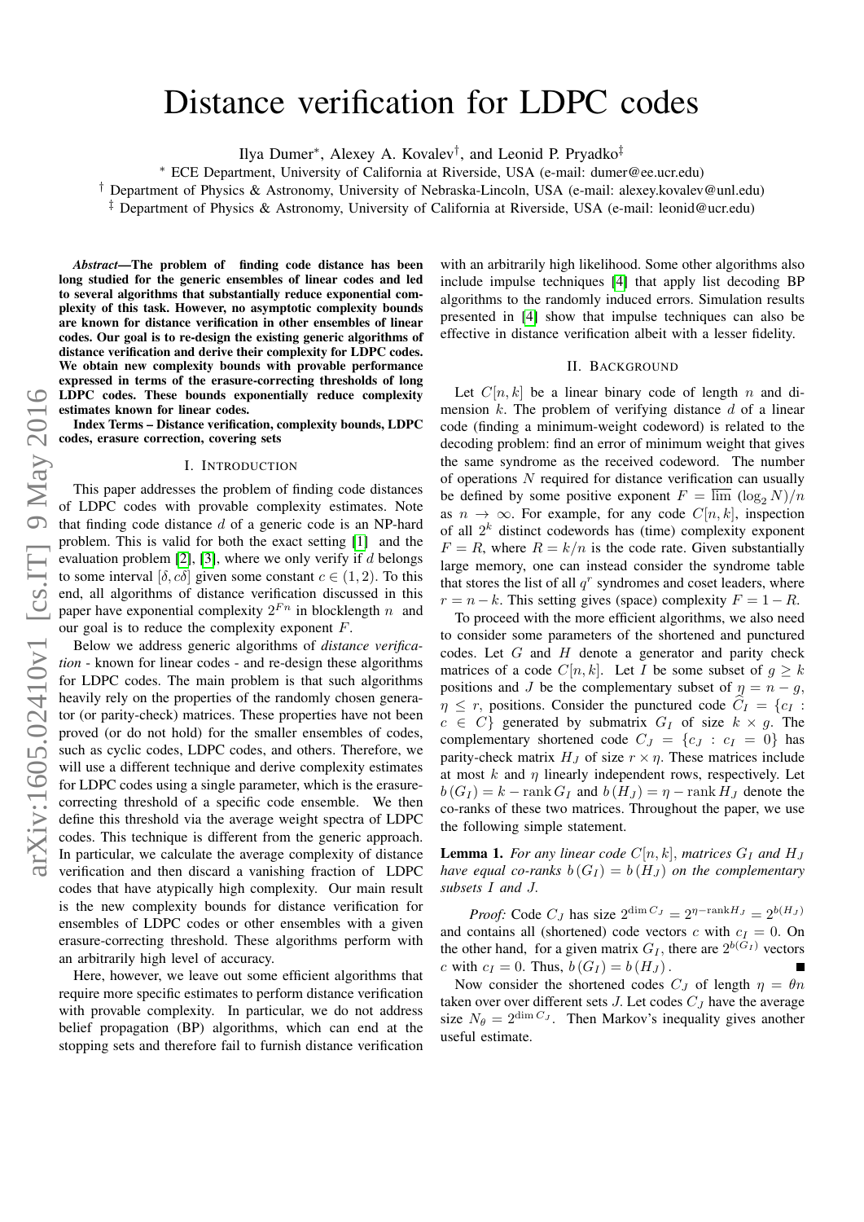# Distance verification for LDPC codes

Ilya Dumer[*], Alexey A. Kovalev[†], and Leonid P. Pryadko[‡]

[*] ECE Department, University of California at Riverside, USA (e-mail: dumer@ee.ucr.edu)

[†] Department of Physics & Astronomy, University of Nebraska-Lincoln, USA (e-mail: alexey.kovalev@unl.edu)

[‡] Department of Physics & Astronomy, University of California at Riverside, USA (e-mail: leonid@ucr.edu)

***Abstract*—The problem of finding code distance has been long studied for the generic ensembles of linear codes and led to several algorithms that substantially reduce exponential complexity of this task. However, no asymptotic complexity bounds are known for distance verification in other ensembles of linear codes. Our goal is to re-design the existing generic algorithms of distance verification and derive their complexity for LDPC codes. We obtain new complexity bounds with provable performance expressed in terms of the erasure-correcting thresholds of long LDPC codes. These bounds exponentially reduce complexity estimates known for linear codes.**

**Index Terms – Distance verification, complexity bounds, LDPC codes, erasure correction, covering sets**

## I. Introduction

This paper addresses the problem of finding code distances of LDPC codes with provable complexity estimates. Note that finding code distance $d$ of a generic code is an NP-hard problem. This is valid for both the exact setting [1] and the evaluation problem [2], [3], where we only verify if $d$ belongs to some interval $[\delta, c\delta]$ given some constant $c \in (1, 2)$. To this end, all algorithms of distance verification in this paper have exponential complexity $2^{Fn}$ in blocklength $n$ and our goal is to reduce the complexity exponent $F$.

Below we address generic algorithms of *distance verification* - known for linear codes - and re-design these algorithms for LDPC codes. The main problem is that such algorithms heavily rely on the properties of the randomly chosen generator (or parity-check) matrices. These properties have not been proved (or do not hold) for the smaller ensembles of codes, such as cyclic codes, LDPC codes, and others. Therefore, we will use a different technique and derive complexity estimates for LDPC codes using a single parameter, which is the erasure-correcting threshold of a specific code ensemble. We then define this threshold via the average weight spectra of LDPC codes. This technique is different from the generic approach. In particular, we calculate the average complexity of distance verification and then discard a vanishing fraction of LDPC codes that have atypically high complexity. Our main result is the new complexity bounds for distance verification for ensembles of LDPC codes or other ensembles with a given erasure-correcting threshold. These algorithms perform with an arbitrarily high level of accuracy.

Here, however, we leave out some efficient algorithms that require more specific estimates to perform distance verification with provable complexity. In particular, we do not address belief propagation (BP) algorithms, which can end at the stopping sets and therefore fail to furnish distance verification with an arbitrarily high likelihood. Some other algorithms also include impulse techniques [4] that apply list decoding BP algorithms to the randomly induced errors. Simulation results presented in [4] show that impulse techniques can also be effective in distance verification albeit with a lesser fidelity.

## II. Background

Let $C[n, k]$ be a linear binary code of length $n$ and dimension $k$. The problem of verifying distance $d$ of a linear code (finding a minimum-weight codeword) is related to the decoding problem: find an error of minimum weight that gives the same syndrome as the received codeword. The number of operations $N$ required for distance verification can usually be defined by some positive exponent $F = \overline{\lim} \, (\log_2 N)/n$ as $n \to \infty$. For example, for any code $C[n, k]$, inspection of all $2^k$ distinct codewords has (time) complexity exponent $F = R$, where $R = k/n$ is the code rate. Given substantially large memory, one can instead consider the syndrome table that stores the list of all $q^r$ syndromes and coset leaders, where $r = n - k$. This setting gives (space) complexity $F = 1 - R$.

To proceed with the more efficient algorithms, we also need to consider some parameters of the shortened and punctured codes. Let $G$ and $H$ denote a generator and parity check matrices of a code $C[n, k]$. Let $I$ be some subset of $g \geq k$ positions and $J$ be the complementary subset of $\eta = n - g$, $\eta \leq r$, positions. Consider the punctured code $\widehat{C}_I = \{c_I : c \in C\}$ generated by submatrix $G_I$ of size $k \times g$. The complementary shortened code $C_J = \{c_J : c_I = 0\}$ has parity-check matrix $H_J$ of size $r \times \eta$. These matrices include at most $k$ and $\eta$ linearly independent rows, respectively. Let $b(G_I) = k - \operatorname{rank} G_I$ and $b(H_J) = \eta - \operatorname{rank} H_J$ denote the co-ranks of these two matrices. Throughout the paper, we use the following simple statement.

**Lemma 1.** *For any linear code $C[n, k]$, matrices $G_I$ and $H_J$ have equal co-ranks $b(G_I) = b(H_J)$ on the complementary subsets $I$ and $J$.*

*Proof:* Code $C_J$ has size $2^{\dim C_J} = 2^{\eta - \operatorname{rank} H_J} = 2^{b(H_J)}$ and contains all (shortened) code vectors $c$ with $c_I = 0$. On the other hand, for a given matrix $G_I$, there are $2^{b(G_I)}$ vectors $c$ with $c_I = 0$. Thus, $b(G_I) = b(H_J)$. ∎

Now consider the shortened codes $C_J$ of length $\eta = \theta n$ taken over over different sets $J$. Let codes $C_J$ have the average size $N_\theta = 2^{\dim C_J}$. Then Markov's inequality gives another useful estimate.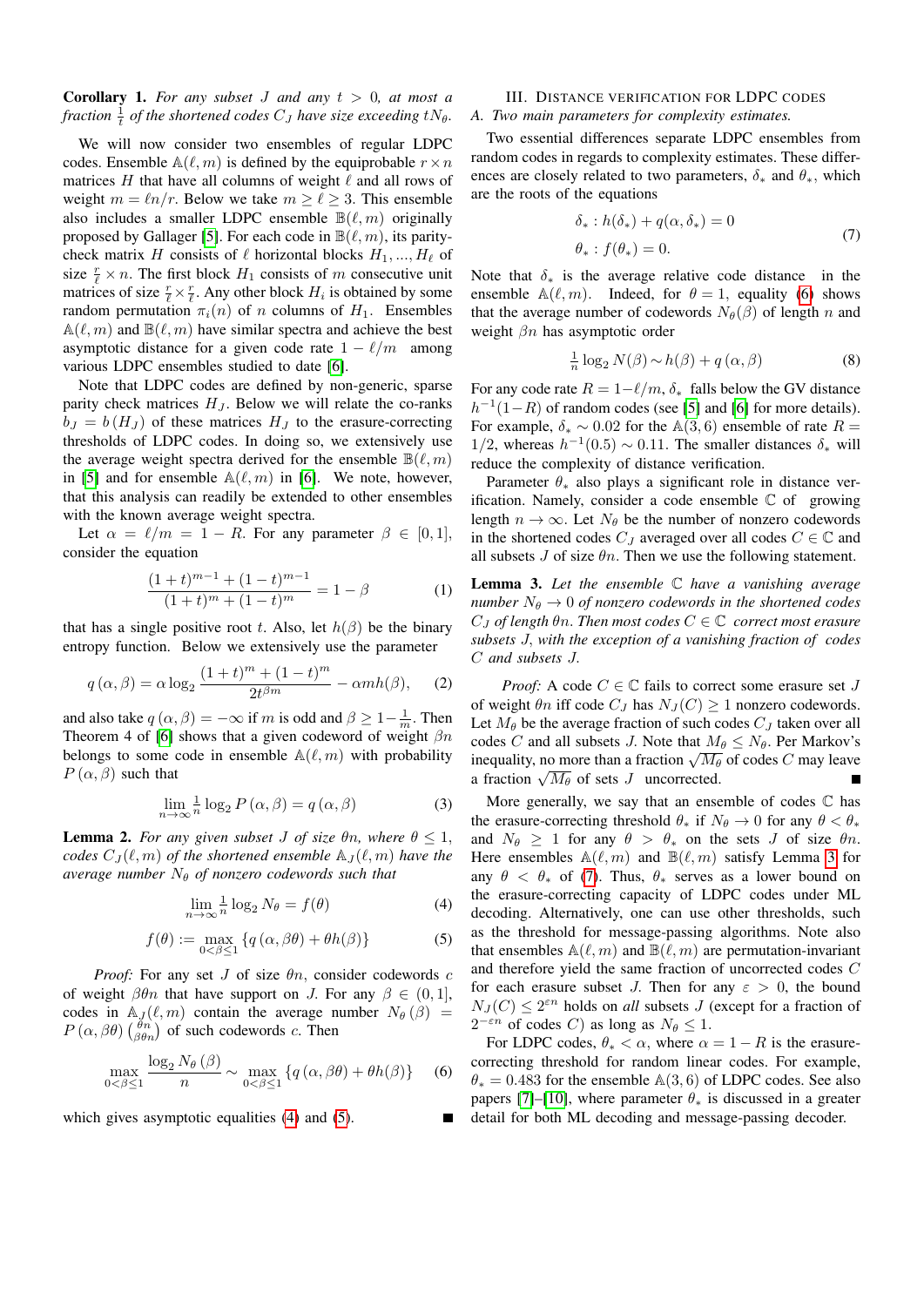**Corollary 1.** *For any subset $J$ and any $t>0$, at most a fraction $\frac{1}{t}$ of the shortened codes $C_J$ have size exceeding $tN_\theta$.*

We will now consider two ensembles of regular LDPC codes. Ensemble $\mathbb{A}(\ell,m)$ is defined by the equiprobable $r\times n$ matrices $H$ that have all columns of weight $\ell$ and all rows of weight $m=\ell n/r$. Below we take $m\geq\ell\geq3$. This ensemble also includes a smaller LDPC ensemble $\mathbb{B}(\ell,m)$ originally proposed by Gallager [5]. For each code in $\mathbb{B}(\ell,m)$, its parity-check matrix $H$ consists of $\ell$ horizontal blocks $H_1,...,H_\ell$ of size $\frac{r}{\ell}\times n$. The first block $H_1$ consists of $m$ consecutive unit matrices of size $\frac{r}{\ell}\times\frac{r}{\ell}$. Any other block $H_i$ is obtained by some random permutation $\pi_i(n)$ of $n$ columns of $H_1$. Ensembles $\mathbb{A}(\ell,m)$ and $\mathbb{B}(\ell,m)$ have similar spectra and achieve the best asymptotic distance for a given code rate $1-\ell/m$ among various LDPC ensembles studied to date [6].

Note that LDPC codes are defined by non-generic, sparse parity check matrices $H_J$. Below we will relate the co-ranks $b_J=b\left(H_J\right)$ of these matrices $H_J$ to the erasure-correcting thresholds of LDPC codes. In doing so, we extensively use the average weight spectra derived for the ensemble $\mathbb{B}(\ell,m)$ in [5] and for ensemble $\mathbb{A}(\ell,m)$ in [6]. We note, however, that this analysis can readily be extended to other ensembles with the known average weight spectra.

Let $\alpha=\ell/m=1-R$. For any parameter $\beta\in[0,1]$, consider the equation

$$\frac{(1+t)^{m-1}+(1-t)^{m-1}}{(1+t)^m+(1-t)^m}=1-\beta \tag{1}$$

that has a single positive root $t$. Also, let $h(\beta)$ be the binary entropy function. Below we extensively use the parameter

$$q\left(\alpha,\beta\right)=\alpha\log_2\frac{(1+t)^m+(1-t)^m}{2t^{\beta m}}-\alpha m h(\beta), \tag{2}$$

and also take $q\left(\alpha,\beta\right)=-\infty$ if $m$ is odd and $\beta\geq1-\frac{1}{m}$. Then Theorem 4 of [6] shows that a given codeword of weight $\beta n$ belongs to some code in ensemble $\mathbb{A}(\ell,m)$ with probability $P\left(\alpha,\beta\right)$ such that

$$\lim_{n\to\infty}\tfrac{1}{n}\log_2 P\left(\alpha,\beta\right)=q\left(\alpha,\beta\right) \tag{3}$$

**Lemma 2.** *For any given subset $J$ of size $\theta n$, where $\theta\leq1$, codes $C_J(\ell,m)$ of the shortened ensemble $\mathbb{A}_J(\ell,m)$ have the average number $N_\theta$ of nonzero codewords such that*

$$\lim_{n\to\infty}\tfrac{1}{n}\log_2 N_\theta=f(\theta) \tag{4}$$

$$f(\theta):=\max_{0<\beta\leq1}\left\{q\left(\alpha,\beta\theta\right)+\theta h(\beta)\right\} \tag{5}$$

*Proof:* For any set $J$ of size $\theta n$, consider codewords $c$ of weight $\beta\theta n$ that have support on $J$. For any $\beta\in(0,1]$, codes in $\mathbb{A}_J(\ell,m)$ contain the average number $N_\theta\left(\beta\right)=P\left(\alpha,\beta\theta\right)\binom{\theta n}{\beta\theta n}$ of such codewords $c$. Then

$$\max_{0<\beta\leq1}\frac{\log_2 N_\theta\left(\beta\right)}{n}\sim\max_{0<\beta\leq1}\left\{q\left(\alpha,\beta\theta\right)+\theta h(\beta)\right\} \tag{6}$$

which gives asymptotic equalities (4) and (5). ∎

## III. Distance verification for LDPC codes

### A. Two main parameters for complexity estimates.

Two essential differences separate LDPC ensembles from random codes in regards to complexity estimates. These differences are closely related to two parameters, $\delta_*$ and $\theta_*$, which are the roots of the equations

$$\begin{aligned}\delta_*&:h(\delta_*)+q(\alpha,\delta_*)=0\\ \theta_*&:f(\theta_*)=0.\end{aligned} \tag{7}$$

Note that $\delta_*$ is the average relative code distance in the ensemble $\mathbb{A}(\ell,m)$. Indeed, for $\theta=1$, equality (6) shows that the average number of codewords $N_\theta(\beta)$ of length $n$ and weight $\beta n$ has asymptotic order

$$\tfrac{1}{n}\log_2 N(\beta)\sim h(\beta)+q\left(\alpha,\beta\right) \tag{8}$$

For any code rate $R=1-\ell/m$, $\delta_*$ falls below the GV distance $h^{-1}(1-R)$ of random codes (see [5] and [6] for more details). For example, $\delta_*\sim0.02$ for the $\mathbb{A}(3,6)$ ensemble of rate $R=1/2$, whereas $h^{-1}(0.5)\sim0.11$. The smaller distances $\delta_*$ will reduce the complexity of distance verification.

Parameter $\theta_*$ also plays a significant role in distance verification. Namely, consider a code ensemble $\mathbb{C}$ of growing length $n\to\infty$. Let $N_\theta$ be the number of nonzero codewords in the shortened codes $C_J$ averaged over all codes $C\in\mathbb{C}$ and all subsets $J$ of size $\theta n$. Then we use the following statement.

**Lemma 3.** *Let the ensemble $\mathbb{C}$ have a vanishing average number $N_\theta\to0$ of nonzero codewords in the shortened codes $C_J$ of length $\theta n$. Then most codes $C\in\mathbb{C}$ correct most erasure subsets $J$, with the exception of a vanishing fraction of codes $C$ and subsets $J$.*

*Proof:* A code $C\in\mathbb{C}$ fails to correct some erasure set $J$ of weight $\theta n$ iff code $C_J$ has $N_J(C)\geq1$ nonzero codewords. Let $M_\theta$ be the average fraction of such codes $C_J$ taken over all codes $C$ and all subsets $J$. Note that $M_\theta\leq N_\theta$. Per Markov's inequality, no more than a fraction $\sqrt{M_\theta}$ of codes $C$ may leave a fraction $\sqrt{M_\theta}$ of sets $J$ uncorrected. ∎

More generally, we say that an ensemble of codes $\mathbb{C}$ has the erasure-correcting threshold $\theta_*$ if $N_\theta\to0$ for any $\theta<\theta_*$ and $N_\theta\geq1$ for any $\theta>\theta_*$ on the sets $J$ of size $\theta n$. Here ensembles $\mathbb{A}(\ell,m)$ and $\mathbb{B}(\ell,m)$ satisfy Lemma 3 for any $\theta<\theta_*$ of (7). Thus, $\theta_*$ serves as a lower bound on the erasure-correcting capacity of LDPC codes under ML decoding. Alternatively, one can use other thresholds, such as the threshold for message-passing algorithms. Note also that ensembles $\mathbb{A}(\ell,m)$ and $\mathbb{B}(\ell,m)$ are permutation-invariant and therefore yield the same fraction of uncorrected codes $C$ for each erasure subset $J$. Then for any $\varepsilon>0$, the bound $N_J(C)\leq2^{\varepsilon n}$ holds on *all* subsets $J$ (except for a fraction of $2^{-\varepsilon n}$ of codes $C$) as long as $N_\theta\leq1$.

For LDPC codes, $\theta_*<\alpha$, where $\alpha=1-R$ is the erasure-correcting threshold for random linear codes. For example, $\theta_*=0.483$ for the ensemble $\mathbb{A}(3,6)$ of LDPC codes. See also papers [7]–[10], where parameter $\theta_*$ is discussed in a greater detail for both ML decoding and message-passing decoder.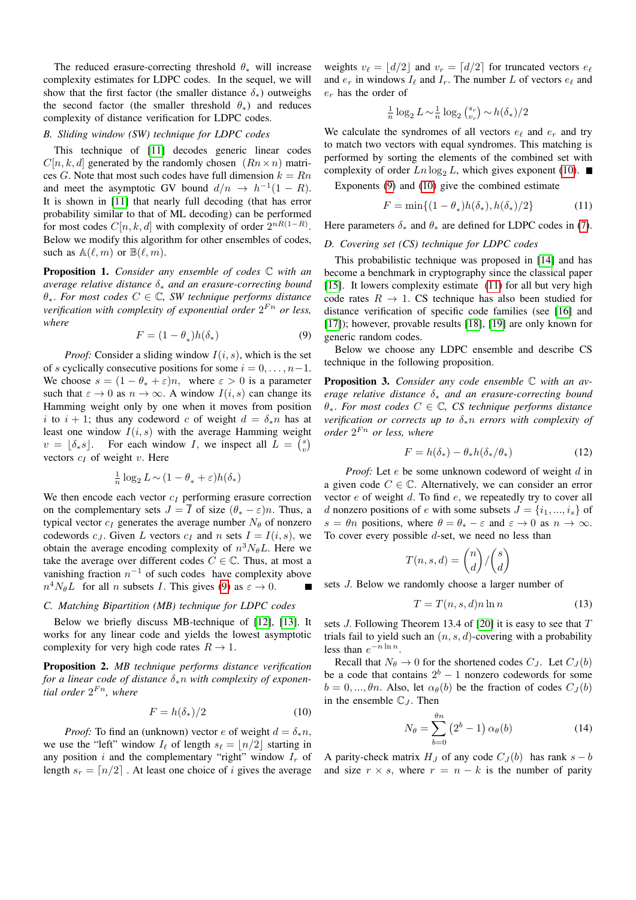The reduced erasure-correcting threshold $\theta_*$ will increase complexity estimates for LDPC codes. In the sequel, we will show that the first factor (the smaller distance $\delta_*$) outweighs the second factor (the smaller threshold $\theta_*$) and reduces complexity of distance verification for LDPC codes.

### B. Sliding window (SW) technique for LDPC codes

This technique of [11] decodes generic linear codes $C[n,k,d]$ generated by the randomly chosen $(Rn \times n)$ matrices $G$. Note that most such codes have full dimension $k = Rn$ and meet the asymptotic GV bound $d/n \to h^{-1}(1-R)$. It is shown in [11] that nearly full decoding (that has error probability similar to that of ML decoding) can be performed for most codes $C[n,k,d]$ with complexity of order $2^{nR(1-R)}$. Below we modify this algorithm for other ensembles of codes, such as $\mathbb{A}(\ell, m)$ or $\mathbb{B}(\ell, m)$.

**Proposition 1.** *Consider any ensemble of codes $\mathbb{C}$ with an average relative distance $\delta_*$ and an erasure-correcting bound $\theta_*$. For most codes $C \in \mathbb{C}$, SW technique performs distance verification with complexity of exponential order $2^{Fn}$ or less, where*

$$F = (1 - \theta_*) h(\delta_*) \tag{9}$$

*Proof:* Consider a sliding window $I(i,s)$, which is the set of $s$ cyclically consecutive positions for some $i = 0, \ldots, n-1$. We choose $s = (1 - \theta_* + \varepsilon)n$, where $\varepsilon > 0$ is a parameter such that $\varepsilon \to 0$ as $n \to \infty$. A window $I(i,s)$ can change its Hamming weight only by one when it moves from position $i$ to $i+1$; thus any codeword $c$ of weight $d = \delta_* n$ has at least one window $I(i,s)$ with the average Hamming weight $v = \lfloor \delta_* s \rfloor$. For each window $I$, we inspect all $L = \binom{s}{v}$ vectors $c_I$ of weight $v$. Here

$$\tfrac{1}{n} \log_2 L \sim (1 - \theta_* + \varepsilon) h(\delta_*)$$

We then encode each vector $c_I$ performing erasure correction on the complementary sets $J = \overline{I}$ of size $(\theta_* - \varepsilon)n$. Thus, a typical vector $c_I$ generates the average number $N_\theta$ of nonzero codewords $c_J$. Given $L$ vectors $c_I$ and $n$ sets $I = I(i,s)$, we obtain the average encoding complexity of $n^3 N_\theta L$. Here we take the average over different codes $C \in \mathbb{C}$. Thus, at most a vanishing fraction $n^{-1}$ of such codes have complexity above $n^4 N_\theta L$ for all $n$ subsets $I$. This gives (9) as $\varepsilon \to 0$. ∎

### C. Matching Bipartition (MB) technique for LDPC codes

Below we briefly discuss MB-technique of [12], [13]. It works for any linear code and yields the lowest asymptotic complexity for very high code rates $R \to 1$.

**Proposition 2.** *MB technique performs distance verification for a linear code of distance $\delta_* n$ with complexity of exponential order $2^{Fn}$, where*

$$F = h(\delta_*)/2 \tag{10}$$

*Proof:* To find an (unknown) vector $e$ of weight $d = \delta_* n$, we use the "left" window $I_\ell$ of length $s_\ell = \lfloor n/2 \rfloor$ starting in any position $i$ and the complementary "right" window $I_r$ of length $s_r = \lceil n/2 \rceil$. At least one choice of $i$ gives the average weights $v_\ell = \lfloor d/2 \rfloor$ and $v_r = \lceil d/2 \rceil$ for truncated vectors $e_\ell$ and $e_r$ in windows $I_\ell$ and $I_r$. The number $L$ of vectors $e_\ell$ and $e_r$ has the order of

$$\tfrac{1}{n} \log_2 L \sim \tfrac{1}{n} \log_2 \tbinom{s_r}{v_r} \sim h(\delta_*)/2$$

We calculate the syndromes of all vectors $e_\ell$ and $e_r$ and try to match two vectors with equal syndromes. This matching is performed by sorting the elements of the combined set with complexity of order $Ln \log_2 L$, which gives exponent (10). ∎

Exponents (9) and (10) give the combined estimate

$$F = \min\{(1 - \theta_*) h(\delta_*), h(\delta_*)/2\} \tag{11}$$

Here parameters $\delta_*$ and $\theta_*$ are defined for LDPC codes in (7).

### D. Covering set (CS) technique for LDPC codes

This probabilistic technique was proposed in [14] and has become a benchmark in cryptography since the classical paper [15]. It lowers complexity estimate (11) for all but very high code rates $R \to 1$. CS technique has also been studied for distance verification of specific code families (see [16] and [17]); however, provable results [18], [19] are only known for generic random codes.

Below we choose any LDPC ensemble and describe CS technique in the following proposition.

**Proposition 3.** *Consider any code ensemble $\mathbb{C}$ with an average relative distance $\delta_*$ and an erasure-correcting bound $\theta_*$. For most codes $C \in \mathbb{C}$, CS technique performs distance verification or corrects up to $\delta_* n$ errors with complexity of order $2^{Fn}$ or less, where*

$$F = h(\delta_*) - \theta_* h(\delta_*/\theta_*) \tag{12}$$

*Proof:* Let $e$ be some unknown codeword of weight $d$ in a given code $C \in \mathbb{C}$. Alternatively, we can consider an error vector $e$ of weight $d$. To find $e$, we repeatedly try to cover all $d$ nonzero positions of $e$ with some subsets $J = \{i_1, \ldots, i_s\}$ of $s = \theta n$ positions, where $\theta = \theta_* - \varepsilon$ and $\varepsilon \to 0$ as $n \to \infty$. To cover every possible $d$-set, we need no less than

$$T(n,s,d) = \binom{n}{d} \Big/ \binom{s}{d}$$

sets $J$. Below we randomly choose a larger number of

$$T = T(n,s,d) n \ln n \tag{13}$$

sets $J$. Following Theorem 13.4 of [20] it is easy to see that $T$ trials fail to yield such an $(n,s,d)$-covering with a probability less than $e^{-n \ln n}$.

Recall that $N_\theta \to 0$ for the shortened codes $C_J$. Let $C_J(b)$ be a code that contains $2^b - 1$ nonzero codewords for some $b = 0, \ldots, \theta n$. Also, let $\alpha_\theta(b)$ be the fraction of codes $C_J(b)$ in the ensemble $\mathbb{C}_J$. Then

$$N_\theta = \sum_{b=0}^{\theta n} \left(2^b - 1\right) \alpha_\theta(b) \tag{14}$$

A parity-check matrix $H_J$ of any code $C_J(b)$ has rank $s - b$ and size $r \times s$, where $r = n - k$ is the number of parity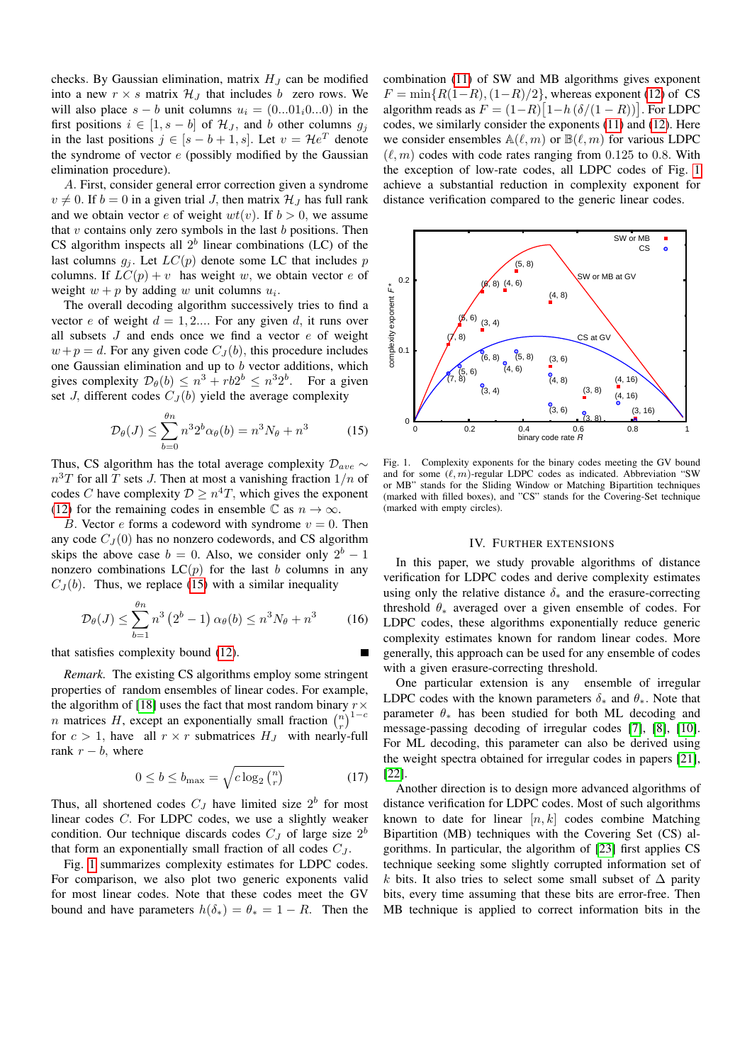checks. By Gaussian elimination, matrix $H_J$ can be modified into a new $r \times s$ matrix $\mathcal{H}_J$ that includes $b$ zero rows. We will also place $s-b$ unit columns $u_i = (0...01_i0...0)$ in the first positions $i \in [1, s-b]$ of $\mathcal{H}_J$, and $b$ other columns $g_j$ in the last positions $j \in [s-b+1, s]$. Let $v = \mathcal{H}e^T$ denote the syndrome of vector $e$ (possibly modified by the Gaussian elimination procedure).

*A*. First, consider general error correction given a syndrome $v \neq 0$. If $b = 0$ in a given trial $J$, then matrix $\mathcal{H}_J$ has full rank and we obtain vector $e$ of weight $wt(v)$. If $b > 0$, we assume that $v$ contains only zero symbols in the last $b$ positions. Then CS algorithm inspects all $2^b$ linear combinations (LC) of the last columns $g_j$. Let $LC(p)$ denote some LC that includes $p$ columns. If $LC(p) + v$ has weight $w$, we obtain vector $e$ of weight $w + p$ by adding $w$ unit columns $u_i$.

The overall decoding algorithm successively tries to find a vector $e$ of weight $d = 1, 2....$ For any given $d$, it runs over all subsets $J$ and ends once we find a vector $e$ of weight $w+p = d$. For any given code $C_J(b)$, this procedure includes one Gaussian elimination and up to $b$ vector additions, which gives complexity $\mathcal{D}_\theta(b) \leq n^3 + rb2^b \leq n^3 2^b$. For a given set $J$, different codes $C_J(b)$ yield the average complexity

$$\mathcal{D}_\theta(J) \leq \sum_{b=0}^{\theta n} n^3 2^b \alpha_\theta(b) = n^3 N_\theta + n^3 \tag{15}$$

Thus, CS algorithm has the total average complexity $\mathcal{D}_{ave} \sim n^3 T$ for all $T$ sets $J$. Then at most a vanishing fraction $1/n$ of codes $C$ have complexity $\mathcal{D} \geq n^4 T$, which gives the exponent (12) for the remaining codes in ensemble $\mathbb{C}$ as $n \to \infty$.

*B*. Vector $e$ forms a codeword with syndrome $v = 0$. Then any code $C_J(0)$ has no nonzero codewords, and CS algorithm skips the above case $b = 0$. Also, we consider only $2^b - 1$ nonzero combinations LC$(p)$ for the last $b$ columns in any $C_J(b)$. Thus, we replace (15) with a similar inequality

$$\mathcal{D}_\theta(J) \leq \sum_{b=1}^{\theta n} n^3 \left(2^b - 1\right) \alpha_\theta(b) \leq n^3 N_\theta + n^3 \tag{16}$$

that satisfies complexity bound (12). ∎

*Remark.* The existing CS algorithms employ some stringent properties of random ensembles of linear codes. For example, the algorithm of [18] uses the fact that most random binary $r \times n$ matrices $H$, except an exponentially small fraction $\binom{n}{r}^{1-c}$ for $c > 1$, have all $r \times r$ submatrices $H_J$ with nearly-full rank $r - b$, where

$$0 \leq b \leq b_{\max} = \sqrt{c \log_2 \binom{n}{r}} \tag{17}$$

Thus, all shortened codes $C_J$ have limited size $2^b$ for most linear codes $C$. For LDPC codes, we use a slightly weaker condition. Our technique discards codes $C_J$ of large size $2^b$ that form an exponentially small fraction of all codes $C_J$.

Fig. 1 summarizes complexity estimates for LDPC codes. For comparison, we also plot two generic exponents valid for most linear codes. Note that these codes meet the GV bound and have parameters $h(\delta_*) = \theta_* = 1 - R$. Then the combination (11) of SW and MB algorithms gives exponent $F = \min\{R(1-R), (1-R)/2\}$, whereas exponent (12) of CS algorithm reads as $F = (1-R)\left[1-h\left(\delta/(1-R)\right)\right]$. For LDPC codes, we similarly consider the exponents (11) and (12). Here we consider ensembles $\mathbb{A}(\ell, m)$ or $\mathbb{B}(\ell, m)$ for various LDPC $(\ell, m)$ codes with code rates ranging from 0.125 to 0.8. With the exception of low-rate codes, all LDPC codes of Fig. 1 achieve a substantial reduction in complexity exponent for distance verification compared to the generic linear codes.

Fig. 1. Complexity exponents for the binary codes meeting the GV bound and for some $(\ell, m)$-regular LDPC codes as indicated. Abbreviation "SW or MB" stands for the Sliding Window or Matching Bipartition techniques (marked with filled boxes), and "CS" stands for the Covering-Set technique (marked with empty circles).

## IV. Further Extensions

In this paper, we study provable algorithms of distance verification for LDPC codes and derive complexity estimates using only the relative distance $\delta_*$ and the erasure-correcting threshold $\theta_*$ averaged over a given ensemble of codes. For LDPC codes, these algorithms exponentially reduce generic complexity estimates known for random linear codes. More generally, this approach can be used for any ensemble of codes with a given erasure-correcting threshold.

One particular extension is any ensemble of irregular LDPC codes with the known parameters $\delta_*$ and $\theta_*$. Note that parameter $\theta_*$ has been studied for both ML decoding and message-passing decoding of irregular codes [7], [8], [10]. For ML decoding, this parameter can also be derived using the weight spectra obtained for irregular codes in papers [21], [22].

Another direction is to design more advanced algorithms of distance verification for LDPC codes. Most of such algorithms known to date for linear $[n, k]$ codes combine Matching Bipartition (MB) techniques with the Covering Set (CS) algorithms. In particular, the algorithm of [23] first applies CS technique seeking some slightly corrupted information set of $k$ bits. It also tries to select some small subset of $\Delta$ parity bits, every time assuming that these bits are error-free. Then MB technique is applied to correct information bits in the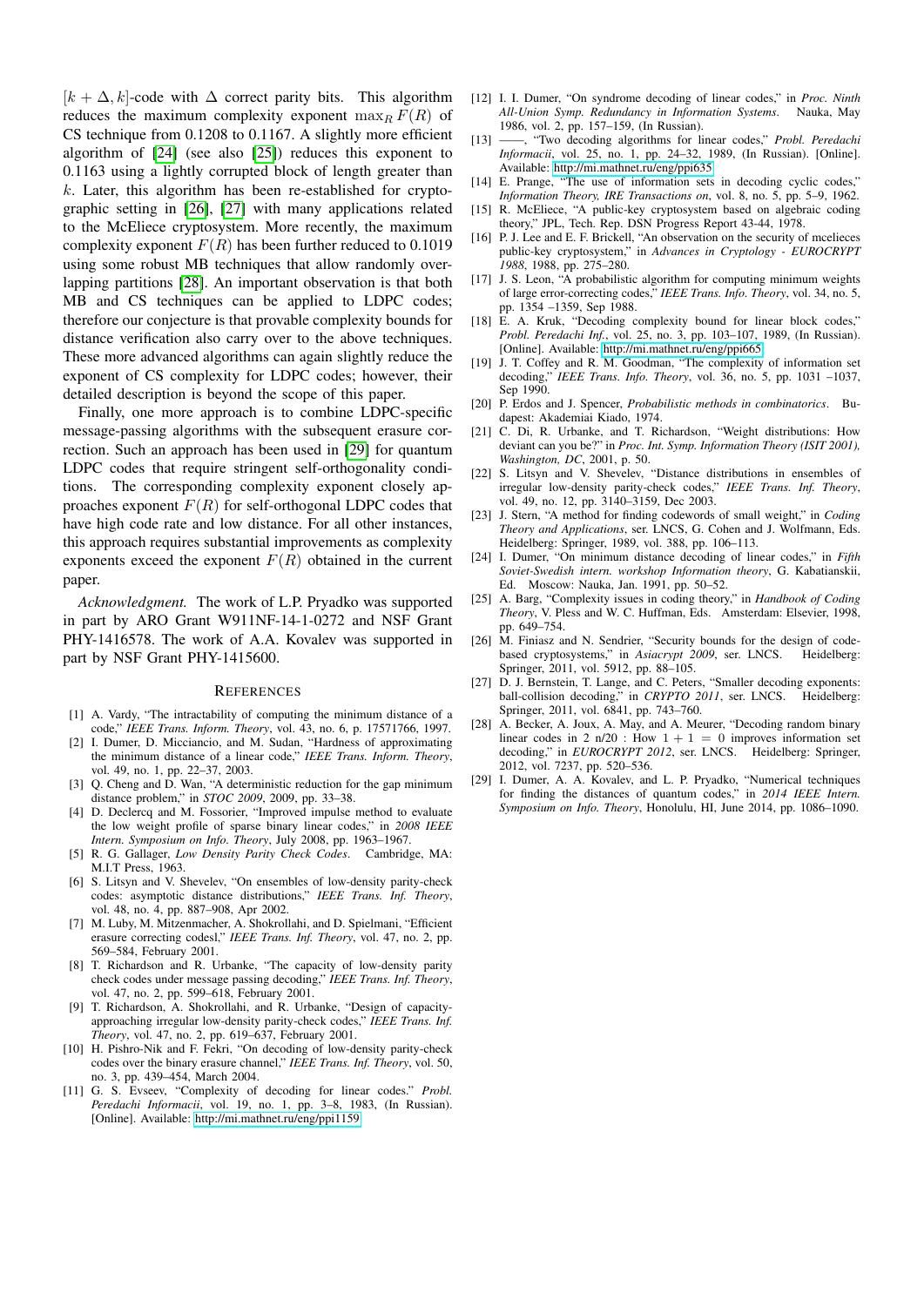$[k+\Delta, k]$-code with $\Delta$ correct parity bits. This algorithm reduces the maximum complexity exponent $\max_R F(R)$ of CS technique from 0.1208 to 0.1167. A slightly more efficient algorithm of [24] (see also [25]) reduces this exponent to 0.1163 using a lightly corrupted block of length greater than $k$. Later, this algorithm has been re-established for cryptographic setting in [26], [27] with many applications related to the McEliece cryptosystem. More recently, the maximum complexity exponent $F(R)$ has been further reduced to 0.1019 using some robust MB techniques that allow randomly overlapping partitions [28]. An important observation is that both MB and CS techniques can be applied to LDPC codes; therefore our conjecture is that provable complexity bounds for distance verification also carry over to the above techniques. These more advanced algorithms can again slightly reduce the exponent of CS complexity for LDPC codes; however, their detailed description is beyond the scope of this paper.

Finally, one more approach is to combine LDPC-specific message-passing algorithms with the subsequent erasure correction. Such an approach has been used in [29] for quantum LDPC codes that require stringent self-orthogonality conditions. The corresponding complexity exponent closely approaches exponent $F(R)$ for self-orthogonal LDPC codes that have high code rate and low distance. For all other instances, this approach requires substantial improvements as complexity exponents exceed the exponent $F(R)$ obtained in the current paper.

*Acknowledgment.* The work of L.P. Pryadko was supported in part by ARO Grant W911NF-14-1-0272 and NSF Grant PHY-1416578. The work of A.A. Kovalev was supported in part by NSF Grant PHY-1415600.

## References

[1] A. Vardy, "The intractability of computing the minimum distance of a code," *IEEE Trans. Inform. Theory*, vol. 43, no. 6, p. 17571766, 1997.

[2] I. Dumer, D. Micciancio, and M. Sudan, "Hardness of approximating the minimum distance of a linear code," *IEEE Trans. Inform. Theory*, vol. 49, no. 1, pp. 22–37, 2003.

[3] Q. Cheng and D. Wan, "A deterministic reduction for the gap minimum distance problem," in *STOC 2009*, 2009, pp. 33–38.

[4] D. Declercq and M. Fossorier, "Improved impulse method to evaluate the low weight profile of sparse binary linear codes," in *2008 IEEE Intern. Symposium on Info. Theory*, July 2008, pp. 1963–1967.

[5] R. G. Gallager, *Low Density Parity Check Codes*. Cambridge, MA: M.I.T Press, 1963.

[6] S. Litsyn and V. Shevelev, "On ensembles of low-density parity-check codes: asymptotic distance distributions," *IEEE Trans. Inf. Theory*, vol. 48, no. 4, pp. 887–908, Apr 2002.

[7] M. Luby, M. Mitzenmacher, A. Shokrollahi, and D. Spielmani, "Efficient erasure correcting codesl," *IEEE Trans. Inf. Theory*, vol. 47, no. 2, pp. 569–584, February 2001.

[8] T. Richardson and R. Urbanke, "The capacity of low-density parity check codes under message passing decoding," *IEEE Trans. Inf. Theory*, vol. 47, no. 2, pp. 599–618, February 2001.

[9] T. Richardson, A. Shokrollahi, and R. Urbanke, "Design of capacity-approaching irregular low-density parity-check codes," *IEEE Trans. Inf. Theory*, vol. 47, no. 2, pp. 619–637, February 2001.

[10] H. Pishro-Nik and F. Fekri, "On decoding of low-density parity-check codes over the binary erasure channel," *IEEE Trans. Inf. Theory*, vol. 50, no. 3, pp. 439–454, March 2004.

[11] G. S. Evseev, "Complexity of decoding for linear codes." *Probl. Peredachi Informacii*, vol. 19, no. 1, pp. 3–8, 1983, (In Russian). [Online]. Available: http://mi.mathnet.ru/eng/ppi1159

[12] I. I. Dumer, "On syndrome decoding of linear codes," in *Proc. Ninth All-Union Symp. Redundancy in Information Systems*. Nauka, May 1986, vol. 2, pp. 157–159, (In Russian).

[13] ——, "Two decoding algorithms for linear codes," *Probl. Peredachi Informacii*, vol. 25, no. 1, pp. 24–32, 1989, (In Russian). [Online]. Available: http://mi.mathnet.ru/eng/ppi635

[14] E. Prange, "The use of information sets in decoding cyclic codes," *Information Theory, IRE Transactions on*, vol. 8, no. 5, pp. 5–9, 1962.

[15] R. McEliece, "A public-key cryptosystem based on algebraic coding theory," JPL, Tech. Rep. DSN Progress Report 43-44, 1978.

[16] P. J. Lee and E. F. Brickell, "An observation on the security of mcelieces public-key cryptosystem," in *Advances in Cryptology - EUROCRYPT 1988*, 1988, pp. 275–280.

[17] J. S. Leon, "A probabilistic algorithm for computing minimum weights of large error-correcting codes," *IEEE Trans. Info. Theory*, vol. 34, no. 5, pp. 1354 –1359, Sep 1988.

[18] E. A. Kruk, "Decoding complexity bound for linear block codes," *Probl. Peredachi Inf.*, vol. 25, no. 3, pp. 103–107, 1989, (In Russian). [Online]. Available: http://mi.mathnet.ru/eng/ppi665

[19] J. T. Coffey and R. M. Goodman, "The complexity of information set decoding," *IEEE Trans. Info. Theory*, vol. 36, no. 5, pp. 1031 –1037, Sep 1990.

[20] P. Erdos and J. Spencer, *Probabilistic methods in combinatorics*. Budapest: Akademiai Kiado, 1974.

[21] C. Di, R. Urbanke, and T. Richardson, "Weight distributions: How deviant can you be?" in *Proc. Int. Symp. Information Theory (ISIT 2001), Washington, DC*, 2001, p. 50.

[22] S. Litsyn and V. Shevelev, "Distance distributions in ensembles of irregular low-density parity-check codes," *IEEE Trans. Inf. Theory*, vol. 49, no. 12, pp. 3140–3159, Dec 2003.

[23] J. Stern, "A method for finding codewords of small weight," in *Coding Theory and Applications*, ser. LNCS, G. Cohen and J. Wolfmann, Eds. Heidelberg: Springer, 1989, vol. 388, pp. 106–113.

[24] I. Dumer, "On minimum distance decoding of linear codes," in *Fifth Soviet-Swedish intern. workshop Information theory*, G. Kabatianskii, Ed. Moscow: Nauka, Jan. 1991, pp. 50–52.

[25] A. Barg, "Complexity issues in coding theory," in *Handbook of Coding Theory*, V. Pless and W. C. Huffman, Eds. Amsterdam: Elsevier, 1998, pp. 649–754.

[26] M. Finiasz and N. Sendrier, "Security bounds for the design of code-based cryptosystems," in *Asiacrypt 2009*, ser. LNCS. Heidelberg: Springer, 2011, vol. 5912, pp. 88–105.

[27] D. J. Bernstein, T. Lange, and C. Peters, "Smaller decoding exponents: ball-collision decoding," in *CRYPTO 2011*, ser. LNCS. Heidelberg: Springer, 2011, vol. 6841, pp. 743–760.

[28] A. Becker, A. Joux, A. May, and A. Meurer, "Decoding random binary linear codes in 2 n/20 : How $1+1=0$ improves information set decoding," in *EUROCRYPT 2012*, ser. LNCS. Heidelberg: Springer, 2012, vol. 7237, pp. 520–536.

[29] I. Dumer, A. A. Kovalev, and L. P. Pryadko, "Numerical techniques for finding the distances of quantum codes," in *2014 IEEE Intern. Symposium on Info. Theory*, Honolulu, HI, June 2014, pp. 1086–1090.